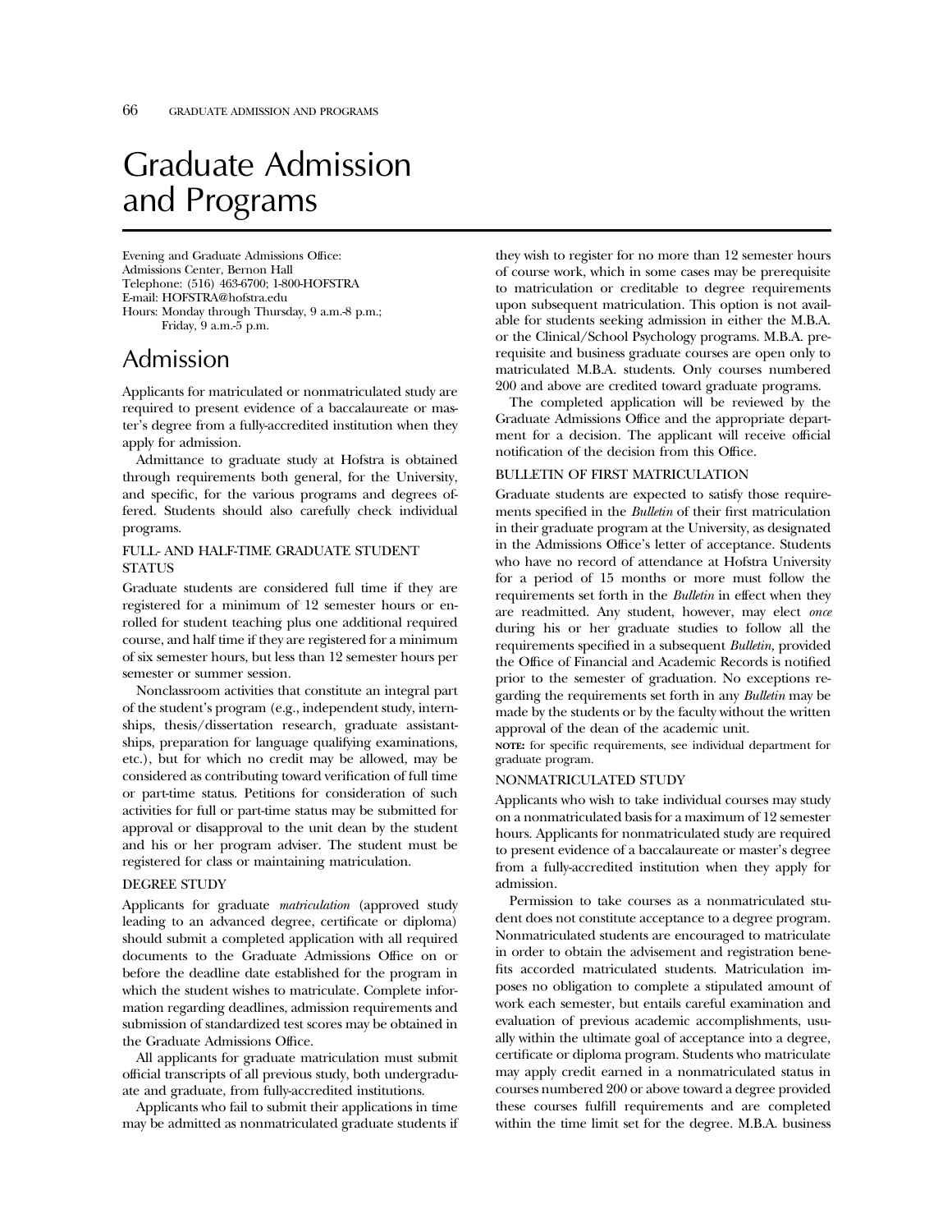# Graduate Admission and Programs

Evening and Graduate Admissions Office:
Admissions Center, Bernon Hall
Telephone: (516) 463-6700; 1-800-HOFSTRA
E-mail: HOFSTRA@hofstra.edu
Hours: Monday through Thursday, 9 a.m.-8 p.m.;
Friday, 9 a.m.-5 p.m.

## Admission

Applicants for matriculated or nonmatriculated study are required to present evidence of a baccalaureate or master's degree from a fully-accredited institution when they apply for admission.

Admittance to graduate study at Hofstra is obtained through requirements both general, for the University, and specific, for the various programs and degrees offered. Students should also carefully check individual programs.

### FULL- AND HALF-TIME GRADUATE STUDENT STATUS

Graduate students are considered full time if they are registered for a minimum of 12 semester hours or enrolled for student teaching plus one additional required course, and half time if they are registered for a minimum of six semester hours, but less than 12 semester hours per semester or summer session.

Nonclassroom activities that constitute an integral part of the student's program (e.g., independent study, internships, thesis/dissertation research, graduate assistantships, preparation for language qualifying examinations, etc.), but for which no credit may be allowed, may be considered as contributing toward verification of full time or part-time status. Petitions for consideration of such activities for full or part-time status may be submitted for approval or disapproval to the unit dean by the student and his or her program adviser. The student must be registered for class or maintaining matriculation.

### DEGREE STUDY

Applicants for graduate *matriculation* (approved study leading to an advanced degree, certificate or diploma) should submit a completed application with all required documents to the Graduate Admissions Office on or before the deadline date established for the program in which the student wishes to matriculate. Complete information regarding deadlines, admission requirements and submission of standardized test scores may be obtained in the Graduate Admissions Office.

All applicants for graduate matriculation must submit official transcripts of all previous study, both undergraduate and graduate, from fully-accredited institutions.

Applicants who fail to submit their applications in time may be admitted as nonmatriculated graduate students if they wish to register for no more than 12 semester hours of course work, which in some cases may be prerequisite to matriculation or creditable to degree requirements upon subsequent matriculation. This option is not available for students seeking admission in either the M.B.A. or the Clinical/School Psychology programs. M.B.A. prerequisite and business graduate courses are open only to matriculated M.B.A. students. Only courses numbered 200 and above are credited toward graduate programs.

The completed application will be reviewed by the Graduate Admissions Office and the appropriate department for a decision. The applicant will receive official notification of the decision from this Office.

### BULLETIN OF FIRST MATRICULATION

Graduate students are expected to satisfy those requirements specified in the *Bulletin* of their first matriculation in their graduate program at the University, as designated in the Admissions Office's letter of acceptance. Students who have no record of attendance at Hofstra University for a period of 15 months or more must follow the requirements set forth in the *Bulletin* in effect when they are readmitted. Any student, however, may elect *once* during his or her graduate studies to follow all the requirements specified in a subsequent *Bulletin*, provided the Office of Financial and Academic Records is notified prior to the semester of graduation. No exceptions regarding the requirements set forth in any *Bulletin* may be made by the students or by the faculty without the written approval of the dean of the academic unit.

**NOTE:** for specific requirements, see individual department for graduate program.

### NONMATRICULATED STUDY

Applicants who wish to take individual courses may study on a nonmatriculated basis for a maximum of 12 semester hours. Applicants for nonmatriculated study are required to present evidence of a baccalaureate or master's degree from a fully-accredited institution when they apply for admission.

Permission to take courses as a nonmatriculated student does not constitute acceptance to a degree program. Nonmatriculated students are encouraged to matriculate in order to obtain the advisement and registration benefits accorded matriculated students. Matriculation imposes no obligation to complete a stipulated amount of work each semester, but entails careful examination and evaluation of previous academic accomplishments, usually within the ultimate goal of acceptance into a degree, certificate or diploma program. Students who matriculate may apply credit earned in a nonmatriculated status in courses numbered 200 or above toward a degree provided these courses fulfill requirements and are completed within the time limit set for the degree. M.B.A. business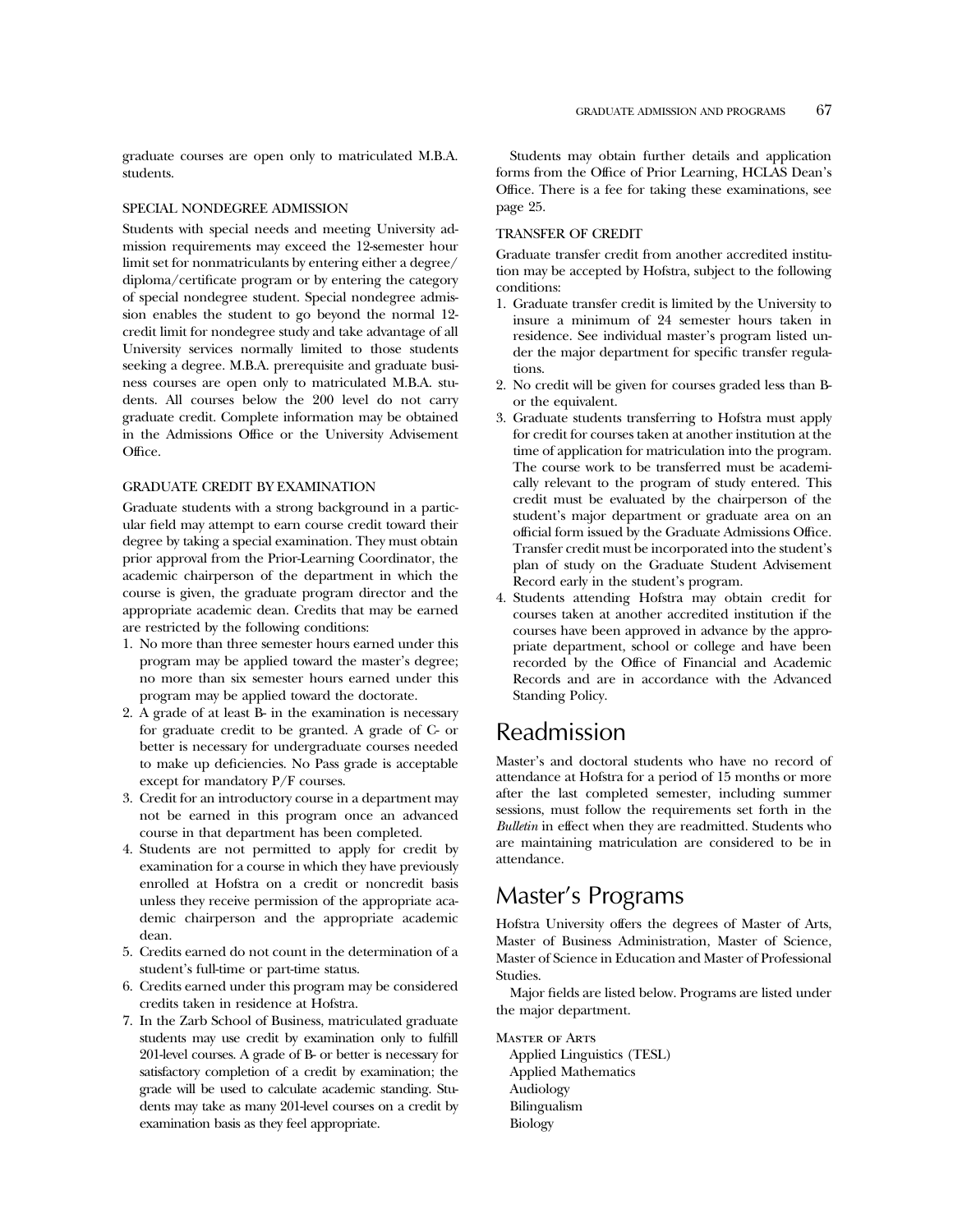graduate courses are open only to matriculated M.B.A. students.

### SPECIAL NONDEGREE ADMISSION

Students with special needs and meeting University admission requirements may exceed the 12-semester hour limit set for nonmatriculants by entering either a degree/diploma/certificate program or by entering the category of special nondegree student. Special nondegree admission enables the student to go beyond the normal 12-credit limit for nondegree study and take advantage of all University services normally limited to those students seeking a degree. M.B.A. prerequisite and graduate business courses are open only to matriculated M.B.A. students. All courses below the 200 level do not carry graduate credit. Complete information may be obtained in the Admissions Office or the University Advisement Office.

### GRADUATE CREDIT BY EXAMINATION

Graduate students with a strong background in a particular field may attempt to earn course credit toward their degree by taking a special examination. They must obtain prior approval from the Prior-Learning Coordinator, the academic chairperson of the department in which the course is given, the graduate program director and the appropriate academic dean. Credits that may be earned are restricted by the following conditions:

1. No more than three semester hours earned under this program may be applied toward the master's degree; no more than six semester hours earned under this program may be applied toward the doctorate.
2. A grade of at least B- in the examination is necessary for graduate credit to be granted. A grade of C- or better is necessary for undergraduate courses needed to make up deficiencies. No Pass grade is acceptable except for mandatory P/F courses.
3. Credit for an introductory course in a department may not be earned in this program once an advanced course in that department has been completed.
4. Students are not permitted to apply for credit by examination for a course in which they have previously enrolled at Hofstra on a credit or noncredit basis unless they receive permission of the appropriate academic chairperson and the appropriate academic dean.
5. Credits earned do not count in the determination of a student's full-time or part-time status.
6. Credits earned under this program may be considered credits taken in residence at Hofstra.
7. In the Zarb School of Business, matriculated graduate students may use credit by examination only to fulfill 201-level courses. A grade of B- or better is necessary for satisfactory completion of a credit by examination; the grade will be used to calculate academic standing. Students may take as many 201-level courses on a credit by examination basis as they feel appropriate.

Students may obtain further details and application forms from the Office of Prior Learning, HCLAS Dean's Office. There is a fee for taking these examinations, see page 25.

### TRANSFER OF CREDIT

Graduate transfer credit from another accredited institution may be accepted by Hofstra, subject to the following conditions:

1. Graduate transfer credit is limited by the University to insure a minimum of 24 semester hours taken in residence. See individual master's program listed under the major department for specific transfer regulations.
2. No credit will be given for courses graded less than B- or the equivalent.
3. Graduate students transferring to Hofstra must apply for credit for courses taken at another institution at the time of application for matriculation into the program. The course work to be transferred must be academically relevant to the program of study entered. This credit must be evaluated by the chairperson of the student's major department or graduate area on an official form issued by the Graduate Admissions Office. Transfer credit must be incorporated into the student's plan of study on the Graduate Student Advisement Record early in the student's program.
4. Students attending Hofstra may obtain credit for courses taken at another accredited institution if the courses have been approved in advance by the appropriate department, school or college and have been recorded by the Office of Financial and Academic Records and are in accordance with the Advanced Standing Policy.

# Readmission

Master's and doctoral students who have no record of attendance at Hofstra for a period of 15 months or more after the last completed semester, including summer sessions, must follow the requirements set forth in the *Bulletin* in effect when they are readmitted. Students who are maintaining matriculation are considered to be in attendance.

# Master's Programs

Hofstra University offers the degrees of Master of Arts, Master of Business Administration, Master of Science, Master of Science in Education and Master of Professional Studies.

Major fields are listed below. Programs are listed under the major department.

Master of Arts
- Applied Linguistics (TESL)
- Applied Mathematics
- Audiology
- Bilingualism
- Biology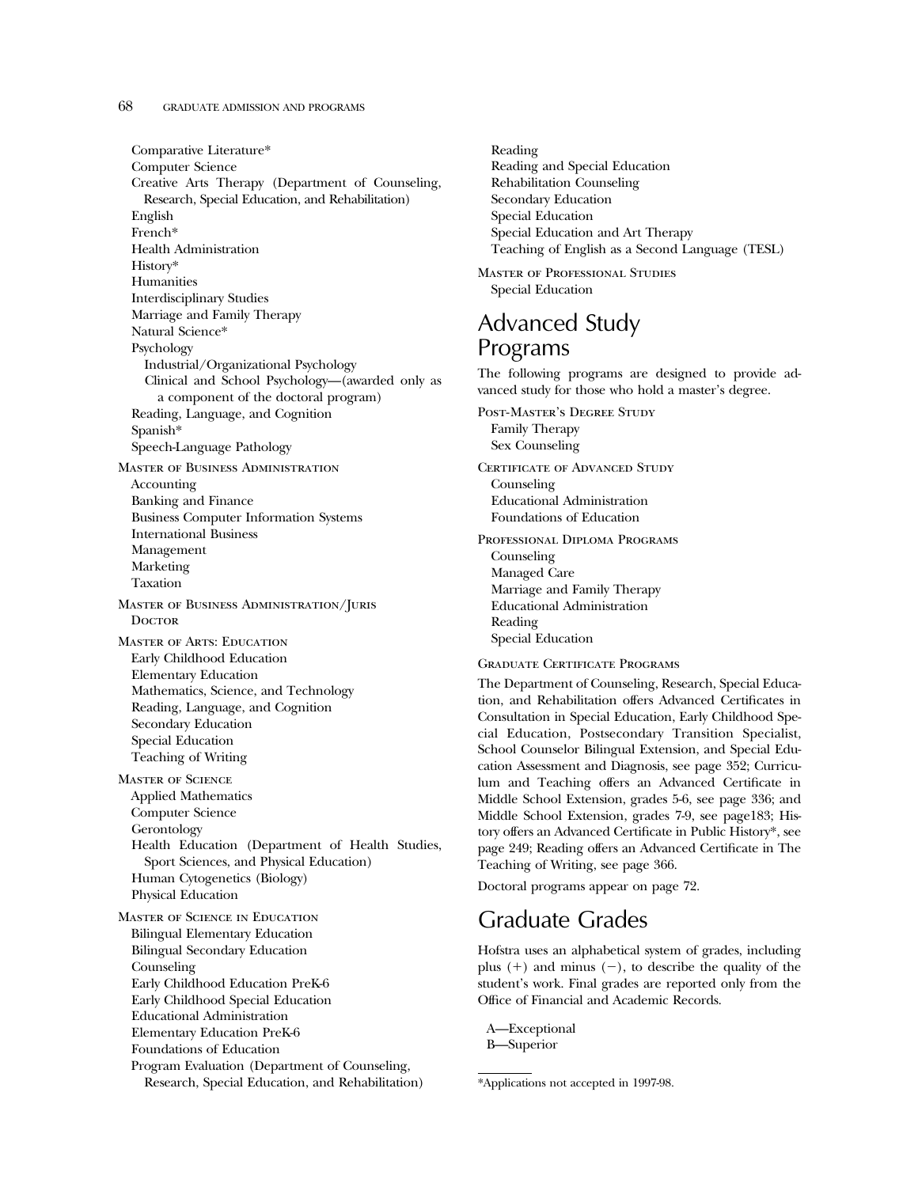Comparative Literature*
Computer Science
Creative Arts Therapy (Department of Counseling, Research, Special Education, and Rehabilitation)
English
French*
Health Administration
History*
Humanities
Interdisciplinary Studies
Marriage and Family Therapy
Natural Science*
Psychology
- Industrial/Organizational Psychology
- Clinical and School Psychology—(awarded only as a component of the doctoral program)

Reading, Language, and Cognition
Spanish*
Speech-Language Pathology

Master of Business Administration
Accounting
Banking and Finance
Business Computer Information Systems
International Business
Management
Marketing
Taxation

Master of Business Administration/Juris Doctor

Master of Arts: Education
Early Childhood Education
Elementary Education
Mathematics, Science, and Technology
Reading, Language, and Cognition
Secondary Education
Special Education
Teaching of Writing

Master of Science
Applied Mathematics
Computer Science
Gerontology
Health Education (Department of Health Studies, Sport Sciences, and Physical Education)
Human Cytogenetics (Biology)
Physical Education

Master of Science in Education
Bilingual Elementary Education
Bilingual Secondary Education
Counseling
Early Childhood Education PreK-6
Early Childhood Special Education
Educational Administration
Elementary Education PreK-6
Foundations of Education
Program Evaluation (Department of Counseling, Research, Special Education, and Rehabilitation)
Reading
Reading and Special Education
Rehabilitation Counseling
Secondary Education
Special Education
Special Education and Art Therapy
Teaching of English as a Second Language (TESL)

Master of Professional Studies
Special Education

# Advanced Study Programs

The following programs are designed to provide advanced study for those who hold a master's degree.

Post-Master's Degree Study
Family Therapy
Sex Counseling

Certificate of Advanced Study
Counseling
Educational Administration
Foundations of Education

Professional Diploma Programs
Counseling
Managed Care
Marriage and Family Therapy
Educational Administration
Reading
Special Education

Graduate Certificate Programs

The Department of Counseling, Research, Special Education, and Rehabilitation offers Advanced Certificates in Consultation in Special Education, Early Childhood Special Education, Postsecondary Transition Specialist, School Counselor Bilingual Extension, and Special Education Assessment and Diagnosis, see page 352; Curriculum and Teaching offers an Advanced Certificate in Middle School Extension, grades 5-6, see page 336; and Middle School Extension, grades 7-9, see page183; History offers an Advanced Certificate in Public History*, see page 249; Reading offers an Advanced Certificate in The Teaching of Writing, see page 366.

Doctoral programs appear on page 72.

# Graduate Grades

Hofstra uses an alphabetical system of grades, including plus (+) and minus (−), to describe the quality of the student's work. Final grades are reported only from the Office of Financial and Academic Records.

A—Exceptional
B—Superior

*Applications not accepted in 1997-98.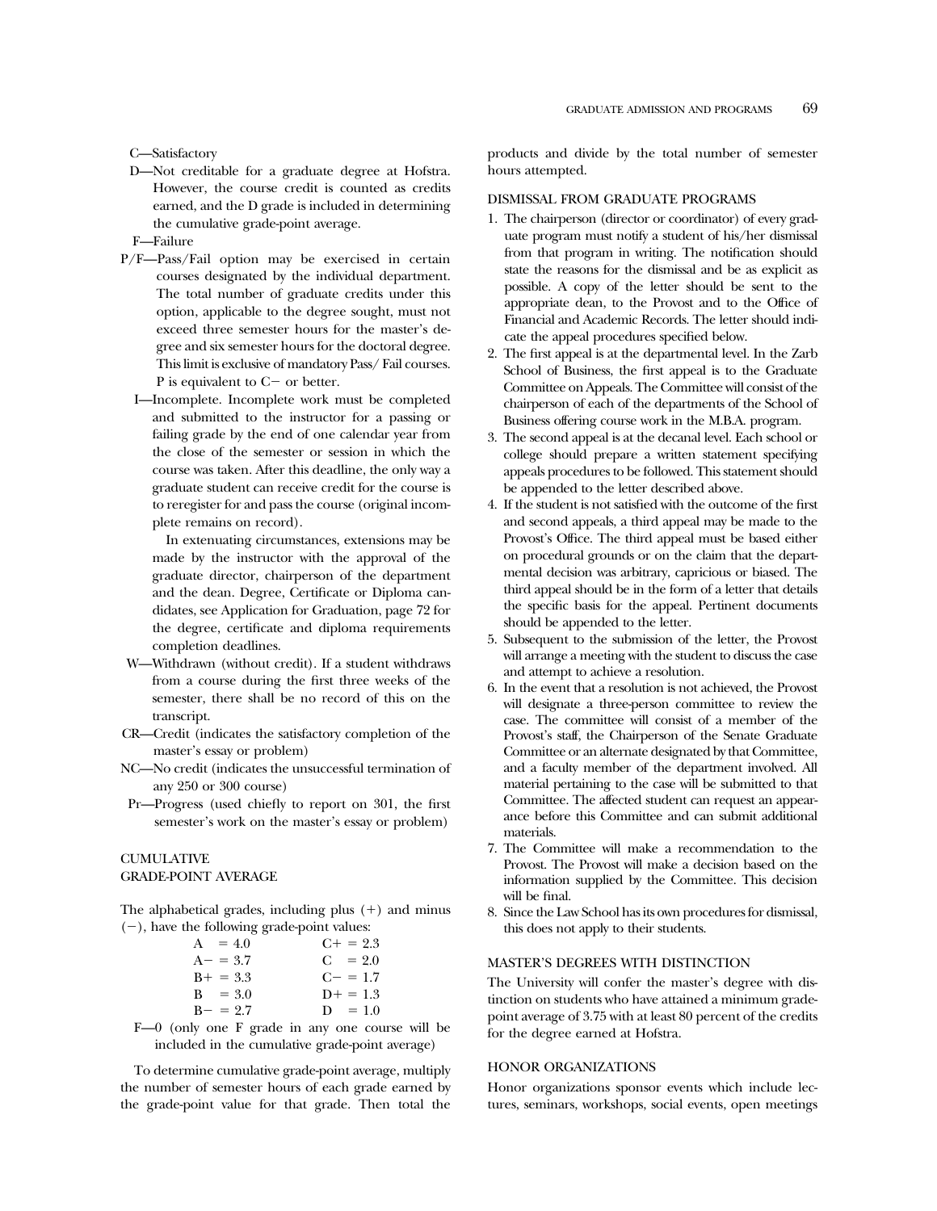C—Satisfactory

D—Not creditable for a graduate degree at Hofstra. However, the course credit is counted as credits earned, and the D grade is included in determining the cumulative grade-point average.

F—Failure

P/F—Pass/Fail option may be exercised in certain courses designated by the individual department. The total number of graduate credits under this option, applicable to the degree sought, must not exceed three semester hours for the master's degree and six semester hours for the doctoral degree. This limit is exclusive of mandatory Pass/ Fail courses. P is equivalent to C− or better.

I—Incomplete. Incomplete work must be completed and submitted to the instructor for a passing or failing grade by the end of one calendar year from the close of the semester or session in which the course was taken. After this deadline, the only way a graduate student can receive credit for the course is to reregister for and pass the course (original incomplete remains on record).

In extenuating circumstances, extensions may be made by the instructor with the approval of the graduate director, chairperson of the department and the dean. Degree, Certificate or Diploma candidates, see Application for Graduation, page 72 for the degree, certificate and diploma requirements completion deadlines.

W—Withdrawn (without credit). If a student withdraws from a course during the first three weeks of the semester, there shall be no record of this on the transcript.

CR—Credit (indicates the satisfactory completion of the master's essay or problem)

NC—No credit (indicates the unsuccessful termination of any 250 or 300 course)

Pr—Progress (used chiefly to report on 301, the first semester's work on the master's essay or problem)

## CUMULATIVE GRADE-POINT AVERAGE

The alphabetical grades, including plus (+) and minus (−), have the following grade-point values:

| | |
|---|---|
| A = 4.0 | C+ = 2.3 |
| A− = 3.7 | C = 2.0 |
| B+ = 3.3 | C− = 1.7 |
| B = 3.0 | D+ = 1.3 |
| B− = 2.7 | D = 1.0 |

F—0 (only one F grade in any one course will be included in the cumulative grade-point average)

To determine cumulative grade-point average, multiply the number of semester hours of each grade earned by the grade-point value for that grade. Then total the products and divide by the total number of semester hours attempted.

## DISMISSAL FROM GRADUATE PROGRAMS

1. The chairperson (director or coordinator) of every graduate program must notify a student of his/her dismissal from that program in writing. The notification should state the reasons for the dismissal and be as explicit as possible. A copy of the letter should be sent to the appropriate dean, to the Provost and to the Office of Financial and Academic Records. The letter should indicate the appeal procedures specified below.
2. The first appeal is at the departmental level. In the Zarb School of Business, the first appeal is to the Graduate Committee on Appeals. The Committee will consist of the chairperson of each of the departments of the School of Business offering course work in the M.B.A. program.
3. The second appeal is at the decanal level. Each school or college should prepare a written statement specifying appeals procedures to be followed. This statement should be appended to the letter described above.
4. If the student is not satisfied with the outcome of the first and second appeals, a third appeal may be made to the Provost's Office. The third appeal must be based either on procedural grounds or on the claim that the departmental decision was arbitrary, capricious or biased. The third appeal should be in the form of a letter that details the specific basis for the appeal. Pertinent documents should be appended to the letter.
5. Subsequent to the submission of the letter, the Provost will arrange a meeting with the student to discuss the case and attempt to achieve a resolution.
6. In the event that a resolution is not achieved, the Provost will designate a three-person committee to review the case. The committee will consist of a member of the Provost's staff, the Chairperson of the Senate Graduate Committee or an alternate designated by that Committee, and a faculty member of the department involved. All material pertaining to the case will be submitted to that Committee. The affected student can request an appearance before this Committee and can submit additional materials.
7. The Committee will make a recommendation to the Provost. The Provost will make a decision based on the information supplied by the Committee. This decision will be final.
8. Since the Law School has its own procedures for dismissal, this does not apply to their students.

## MASTER'S DEGREES WITH DISTINCTION

The University will confer the master's degree with distinction on students who have attained a minimum grade-point average of 3.75 with at least 80 percent of the credits for the degree earned at Hofstra.

## HONOR ORGANIZATIONS

Honor organizations sponsor events which include lectures, seminars, workshops, social events, open meetings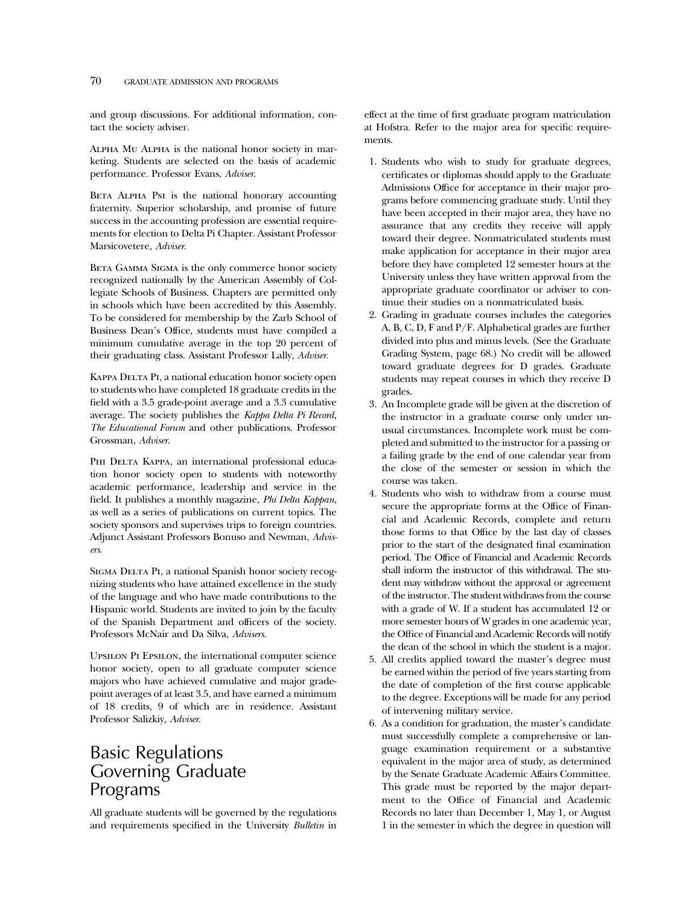and group discussions. For additional information, contact the society adviser.

Alpha Mu Alpha is the national honor society in marketing. Students are selected on the basis of academic performance. Professor Evans, *Adviser.*

Beta Alpha Psi is the national honorary accounting fraternity. Superior scholarship, and promise of future success in the accounting profession are essential requirements for election to Delta Pi Chapter. Assistant Professor Marsicovetere, *Adviser.*

Beta Gamma Sigma is the only commerce honor society recognized nationally by the American Assembly of Collegiate Schools of Business. Chapters are permitted only in schools which have been accredited by this Assembly. To be considered for membership by the Zarb School of Business Dean's Office, students must have compiled a minimum cumulative average in the top 20 percent of their graduating class. Assistant Professor Lally, *Adviser.*

Kappa Delta Pi, a national education honor society open to students who have completed 18 graduate credits in the field with a 3.5 grade-point average and a 3.3 cumulative average. The society publishes the *Kappa Delta Pi Record, The Educational Forum* and other publications. Professor Grossman, *Adviser.*

Phi Delta Kappa, an international professional education honor society open to students with noteworthy academic performance, leadership and service in the field. It publishes a monthly magazine, *Phi Delta Kappan*, as well as a series of publications on current topics. The society sponsors and supervises trips to foreign countries. Adjunct Assistant Professors Bonuso and Newman, *Advisers.*

Sigma Delta Pi, a national Spanish honor society recognizing students who have attained excellence in the study of the language and who have made contributions to the Hispanic world. Students are invited to join by the faculty of the Spanish Department and officers of the society. Professors McNair and Da Silva, *Advisers.*

Upsilon Pi Epsilon, the international computer science honor society, open to all graduate computer science majors who have achieved cumulative and major grade-point averages of at least 3.5, and have earned a minimum of 18 credits, 9 of which are in residence. Assistant Professor Salizkiy, *Adviser.*

# Basic Regulations Governing Graduate Programs

All graduate students will be governed by the regulations and requirements specified in the University *Bulletin* in effect at the time of first graduate program matriculation at Hofstra. Refer to the major area for specific requirements.

1. Students who wish to study for graduate degrees, certificates or diplomas should apply to the Graduate Admissions Office for acceptance in their major programs before commencing graduate study. Until they have been accepted in their major area, they have no assurance that any credits they receive will apply toward their degree. Nonmatriculated students must make application for acceptance in their major area before they have completed 12 semester hours at the University unless they have written approval from the appropriate graduate coordinator or adviser to continue their studies on a nonmatriculated basis.
2. Grading in graduate courses includes the categories A, B, C, D, F and P/F. Alphabetical grades are further divided into plus and minus levels. (See the Graduate Grading System, page 68.) No credit will be allowed toward graduate degrees for D grades. Graduate students may repeat courses in which they receive D grades.
3. An Incomplete grade will be given at the discretion of the instructor in a graduate course only under unusual circumstances. Incomplete work must be completed and submitted to the instructor for a passing or a failing grade by the end of one calendar year from the close of the semester or session in which the course was taken.
4. Students who wish to withdraw from a course must secure the appropriate forms at the Office of Financial and Academic Records, complete and return those forms to that Office by the last day of classes prior to the start of the designated final examination period. The Office of Financial and Academic Records shall inform the instructor of this withdrawal. The student may withdraw without the approval or agreement of the instructor. The student withdraws from the course with a grade of W. If a student has accumulated 12 or more semester hours of W grades in one academic year, the Office of Financial and Academic Records will notify the dean of the school in which the student is a major.
5. All credits applied toward the master's degree must be earned within the period of five years starting from the date of completion of the first course applicable to the degree. Exceptions will be made for any period of intervening military service.
6. As a condition for graduation, the master's candidate must successfully complete a comprehensive or language examination requirement or a substantive equivalent in the major area of study, as determined by the Senate Graduate Academic Affairs Committee. This grade must be reported by the major department to the Office of Financial and Academic Records no later than December 1, May 1, or August 1 in the semester in which the degree in question will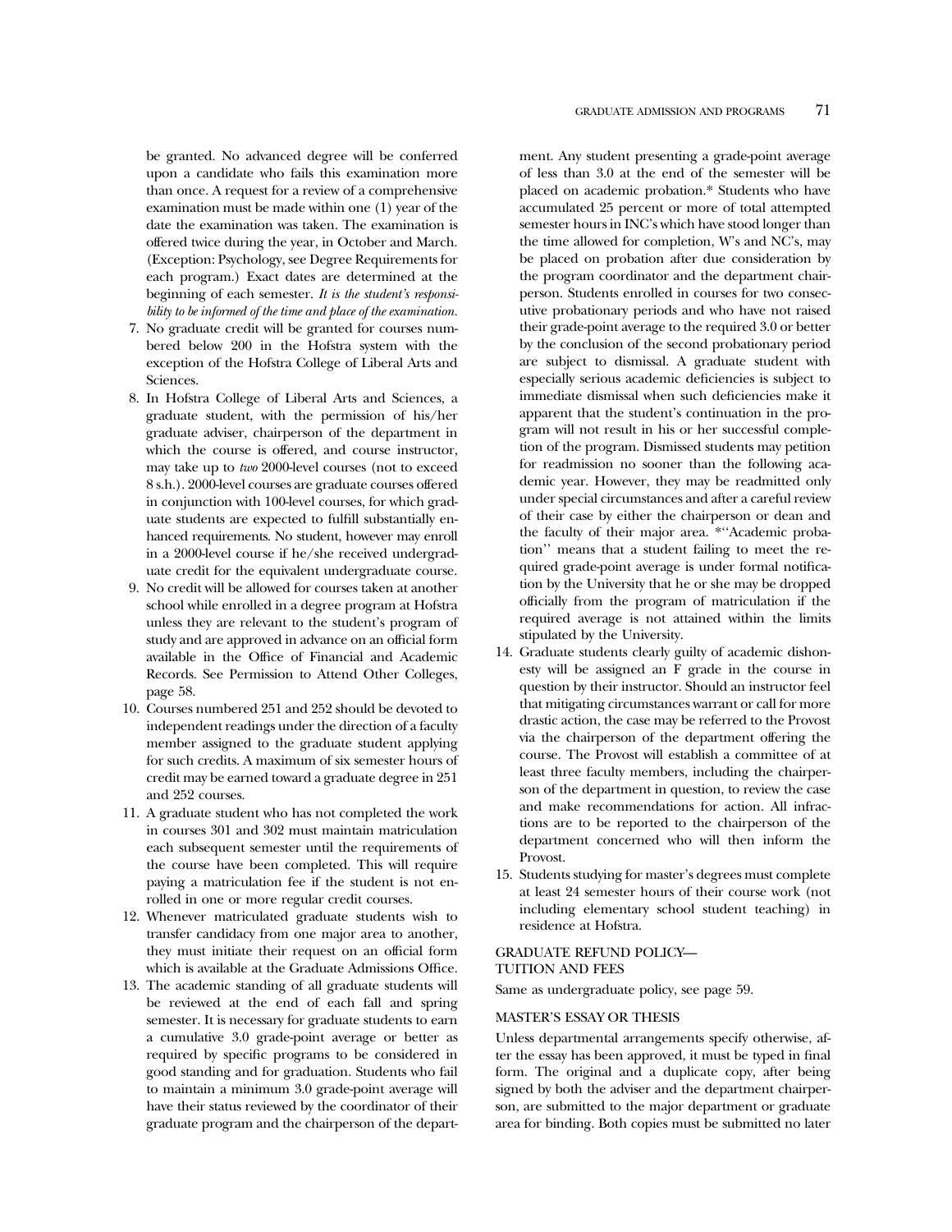be granted. No advanced degree will be conferred upon a candidate who fails this examination more than once. A request for a review of a comprehensive examination must be made within one (1) year of the date the examination was taken. The examination is offered twice during the year, in October and March. (Exception: Psychology, see Degree Requirements for each program.) Exact dates are determined at the beginning of each semester. *It is the student's responsibility to be informed of the time and place of the examination.*

7. No graduate credit will be granted for courses numbered below 200 in the Hofstra system with the exception of the Hofstra College of Liberal Arts and Sciences.
8. In Hofstra College of Liberal Arts and Sciences, a graduate student, with the permission of his/her graduate adviser, chairperson of the department in which the course is offered, and course instructor, may take up to *two* 2000-level courses (not to exceed 8 s.h.). 2000-level courses are graduate courses offered in conjunction with 100-level courses, for which graduate students are expected to fulfill substantially enhanced requirements. No student, however may enroll in a 2000-level course if he/she received undergraduate credit for the equivalent undergraduate course.
9. No credit will be allowed for courses taken at another school while enrolled in a degree program at Hofstra unless they are relevant to the student's program of study and are approved in advance on an official form available in the Office of Financial and Academic Records. See Permission to Attend Other Colleges, page 58.
10. Courses numbered 251 and 252 should be devoted to independent readings under the direction of a faculty member assigned to the graduate student applying for such credits. A maximum of six semester hours of credit may be earned toward a graduate degree in 251 and 252 courses.
11. A graduate student who has not completed the work in courses 301 and 302 must maintain matriculation each subsequent semester until the requirements of the course have been completed. This will require paying a matriculation fee if the student is not enrolled in one or more regular credit courses.
12. Whenever matriculated graduate students wish to transfer candidacy from one major area to another, they must initiate their request on an official form which is available at the Graduate Admissions Office.
13. The academic standing of all graduate students will be reviewed at the end of each fall and spring semester. It is necessary for graduate students to earn a cumulative 3.0 grade-point average or better as required by specific programs to be considered in good standing and for graduation. Students who fail to maintain a minimum 3.0 grade-point average will have their status reviewed by the coordinator of their graduate program and the chairperson of the department. Any student presenting a grade-point average of less than 3.0 at the end of the semester will be placed on academic probation.* Students who have accumulated 25 percent or more of total attempted semester hours in INC's which have stood longer than the time allowed for completion, W's and NC's, may be placed on probation after due consideration by the program coordinator and the department chairperson. Students enrolled in courses for two consecutive probationary periods and who have not raised their grade-point average to the required 3.0 or better by the conclusion of the second probationary period are subject to dismissal. A graduate student with especially serious academic deficiencies is subject to immediate dismissal when such deficiencies make it apparent that the student's continuation in the program will not result in his or her successful completion of the program. Dismissed students may petition for readmission no sooner than the following academic year. However, they may be readmitted only under special circumstances and after a careful review of their case by either the chairperson or dean and the faculty of their major area. *''Academic probation'' means that a student failing to meet the required grade-point average is under formal notification by the University that he or she may be dropped officially from the program of matriculation if the required average is not attained within the limits stipulated by the University.
14. Graduate students clearly guilty of academic dishonesty will be assigned an F grade in the course in question by their instructor. Should an instructor feel that mitigating circumstances warrant or call for more drastic action, the case may be referred to the Provost via the chairperson of the department offering the course. The Provost will establish a committee of at least three faculty members, including the chairperson of the department in question, to review the case and make recommendations for action. All infractions are to be reported to the chairperson of the department concerned who will then inform the Provost.
15. Students studying for master's degrees must complete at least 24 semester hours of their course work (not including elementary school student teaching) in residence at Hofstra.

## GRADUATE REFUND POLICY—TUITION AND FEES

Same as undergraduate policy, see page 59.

## MASTER'S ESSAY OR THESIS

Unless departmental arrangements specify otherwise, after the essay has been approved, it must be typed in final form. The original and a duplicate copy, after being signed by both the adviser and the department chairperson, are submitted to the major department or graduate area for binding. Both copies must be submitted no later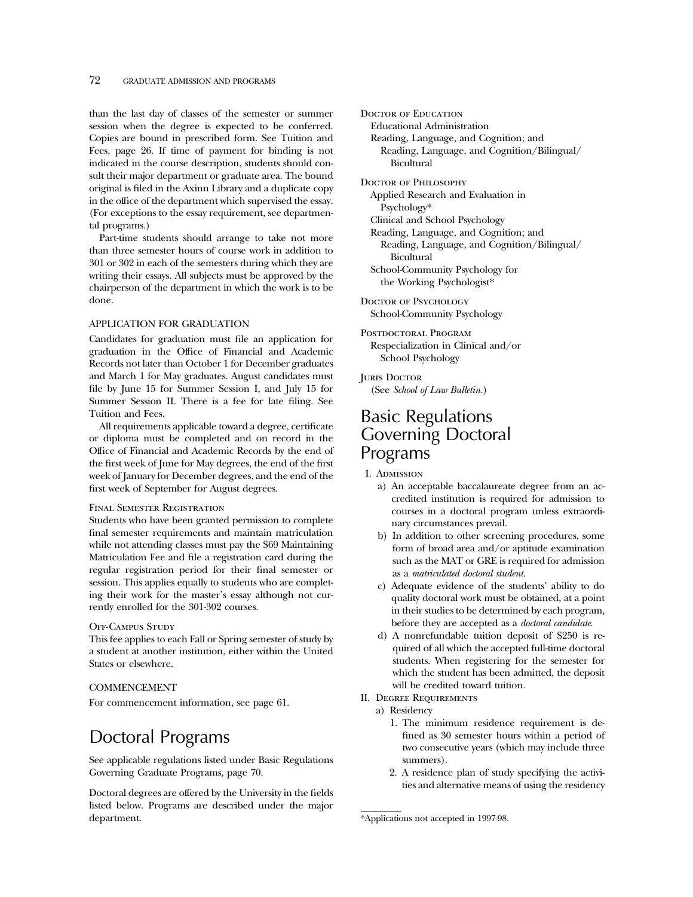than the last day of classes of the semester or summer session when the degree is expected to be conferred. Copies are bound in prescribed form. See Tuition and Fees, page 26. If time of payment for binding is not indicated in the course description, students should consult their major department or graduate area. The bound original is filed in the Axinn Library and a duplicate copy in the office of the department which supervised the essay. (For exceptions to the essay requirement, see departmental programs.)

Part-time students should arrange to take not more than three semester hours of course work in addition to 301 or 302 in each of the semesters during which they are writing their essays. All subjects must be approved by the chairperson of the department in which the work is to be done.

### APPLICATION FOR GRADUATION

Candidates for graduation must file an application for graduation in the Office of Financial and Academic Records not later than October 1 for December graduates and March 1 for May graduates. August candidates must file by June 15 for Summer Session I, and July 15 for Summer Session II. There is a fee for late filing. See Tuition and Fees.

All requirements applicable toward a degree, certificate or diploma must be completed and on record in the Office of Financial and Academic Records by the end of the first week of June for May degrees, the end of the first week of January for December degrees, and the end of the first week of September for August degrees.

#### Final Semester Registration

Students who have been granted permission to complete final semester requirements and maintain matriculation while not attending classes must pay the $69 Maintaining Matriculation Fee and file a registration card during the regular registration period for their final semester or session. This applies equally to students who are completing their work for the master's essay although not currently enrolled for the 301-302 courses.

#### Off-Campus Study

This fee applies to each Fall or Spring semester of study by a student at another institution, either within the United States or elsewhere.

### COMMENCEMENT

For commencement information, see page 61.

## Doctoral Programs

See applicable regulations listed under Basic Regulations Governing Graduate Programs, page 70.

Doctoral degrees are offered by the University in the fields listed below. Programs are described under the major department.

Doctor of Education
- Educational Administration
- Reading, Language, and Cognition; and Reading, Language, and Cognition/Bilingual/Bicultural

Doctor of Philosophy
- Applied Research and Evaluation in Psychology*
- Clinical and School Psychology
- Reading, Language, and Cognition; and Reading, Language, and Cognition/Bilingual/Bicultural
- School-Community Psychology for the Working Psychologist*

Doctor of Psychology
- School-Community Psychology

Postdoctoral Program
- Respecialization in Clinical and/or School Psychology

Juris Doctor
- (See *School of Law Bulletin.*)

## Basic Regulations Governing Doctoral Programs

I. Admission
   - a) An acceptable baccalaureate degree from an accredited institution is required for admission to courses in a doctoral program unless extraordinary circumstances prevail.
   - b) In addition to other screening procedures, some form of broad area and/or aptitude examination such as the MAT or GRE is required for admission as a *matriculated doctoral student*.
   - c) Adequate evidence of the students' ability to do quality doctoral work must be obtained, at a point in their studies to be determined by each program, before they are accepted as a *doctoral candidate.*
   - d) A nonrefundable tuition deposit of $250 is required of all which the accepted full-time doctoral students. When registering for the semester for which the student has been admitted, the deposit will be credited toward tuition.

II. Degree Requirements
   - a) Residency
     1. The minimum residence requirement is defined as 30 semester hours within a period of two consecutive years (which may include three summers).
     2. A residence plan of study specifying the activities and alternative means of using the residency

*Applications not accepted in 1997-98.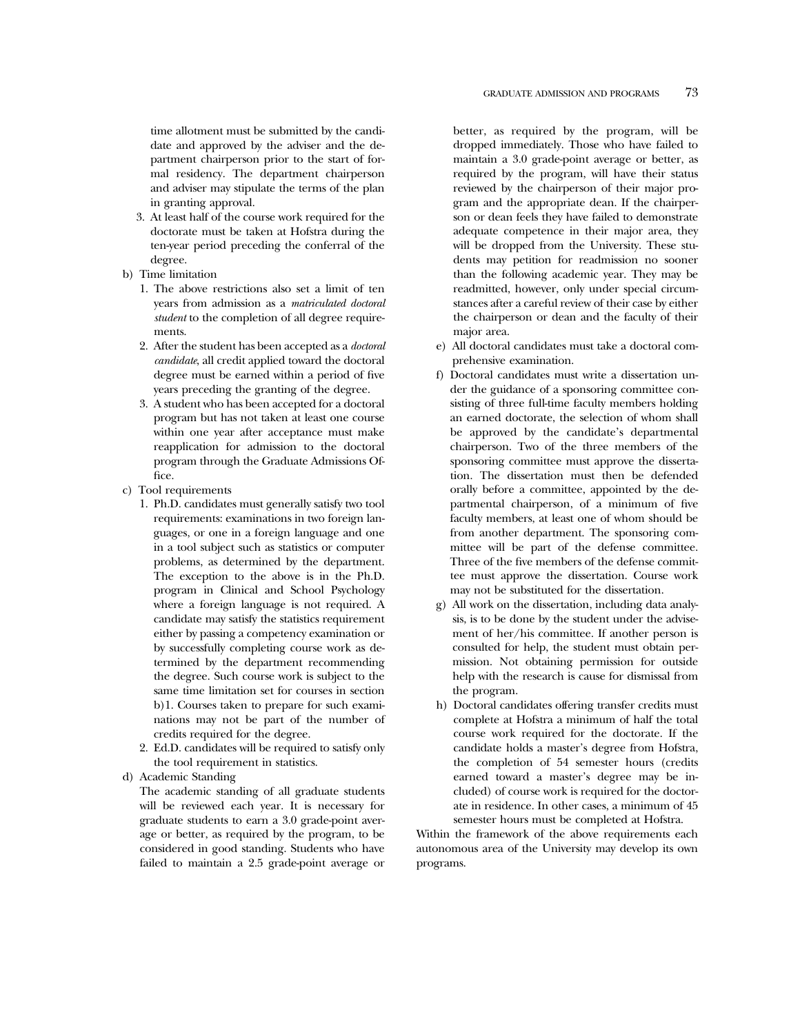time allotment must be submitted by the candidate and approved by the adviser and the department chairperson prior to the start of formal residency. The department chairperson and adviser may stipulate the terms of the plan in granting approval.

3. At least half of the course work required for the doctorate must be taken at Hofstra during the ten-year period preceding the conferral of the degree.

b) Time limitation

1. The above restrictions also set a limit of ten years from admission as a *matriculated doctoral student* to the completion of all degree requirements.
2. After the student has been accepted as a *doctoral candidate*, all credit applied toward the doctoral degree must be earned within a period of five years preceding the granting of the degree.
3. A student who has been accepted for a doctoral program but has not taken at least one course within one year after acceptance must make reapplication for admission to the doctoral program through the Graduate Admissions Office.

c) Tool requirements

1. Ph.D. candidates must generally satisfy two tool requirements: examinations in two foreign languages, or one in a foreign language and one in a tool subject such as statistics or computer problems, as determined by the department. The exception to the above is in the Ph.D. program in Clinical and School Psychology where a foreign language is not required. A candidate may satisfy the statistics requirement either by passing a competency examination or by successfully completing course work as determined by the department recommending the degree. Such course work is subject to the same time limitation set for courses in section b)1. Courses taken to prepare for such examinations may not be part of the number of credits required for the degree.
2. Ed.D. candidates will be required to satisfy only the tool requirement in statistics.

d) Academic Standing

The academic standing of all graduate students will be reviewed each year. It is necessary for graduate students to earn a 3.0 grade-point average or better, as required by the program, to be considered in good standing. Students who have failed to maintain a 2.5 grade-point average or better, as required by the program, will be dropped immediately. Those who have failed to maintain a 3.0 grade-point average or better, as required by the program, will have their status reviewed by the chairperson of their major program and the appropriate dean. If the chairperson or dean feels they have failed to demonstrate adequate competence in their major area, they will be dropped from the University. These students may petition for readmission no sooner than the following academic year. They may be readmitted, however, only under special circumstances after a careful review of their case by either the chairperson or dean and the faculty of their major area.

e) All doctoral candidates must take a doctoral comprehensive examination.

f) Doctoral candidates must write a dissertation under the guidance of a sponsoring committee consisting of three full-time faculty members holding an earned doctorate, the selection of whom shall be approved by the candidate's departmental chairperson. Two of the three members of the sponsoring committee must approve the dissertation. The dissertation must then be defended orally before a committee, appointed by the departmental chairperson, of a minimum of five faculty members, at least one of whom should be from another department. The sponsoring committee will be part of the defense committee. Three of the five members of the defense committee must approve the dissertation. Course work may not be substituted for the dissertation.

g) All work on the dissertation, including data analysis, is to be done by the student under the advisement of her/his committee. If another person is consulted for help, the student must obtain permission. Not obtaining permission for outside help with the research is cause for dismissal from the program.

h) Doctoral candidates offering transfer credits must complete at Hofstra a minimum of half the total course work required for the doctorate. If the candidate holds a master's degree from Hofstra, the completion of 54 semester hours (credits earned toward a master's degree may be included) of course work is required for the doctorate in residence. In other cases, a minimum of 45 semester hours must be completed at Hofstra.

Within the framework of the above requirements each autonomous area of the University may develop its own programs.